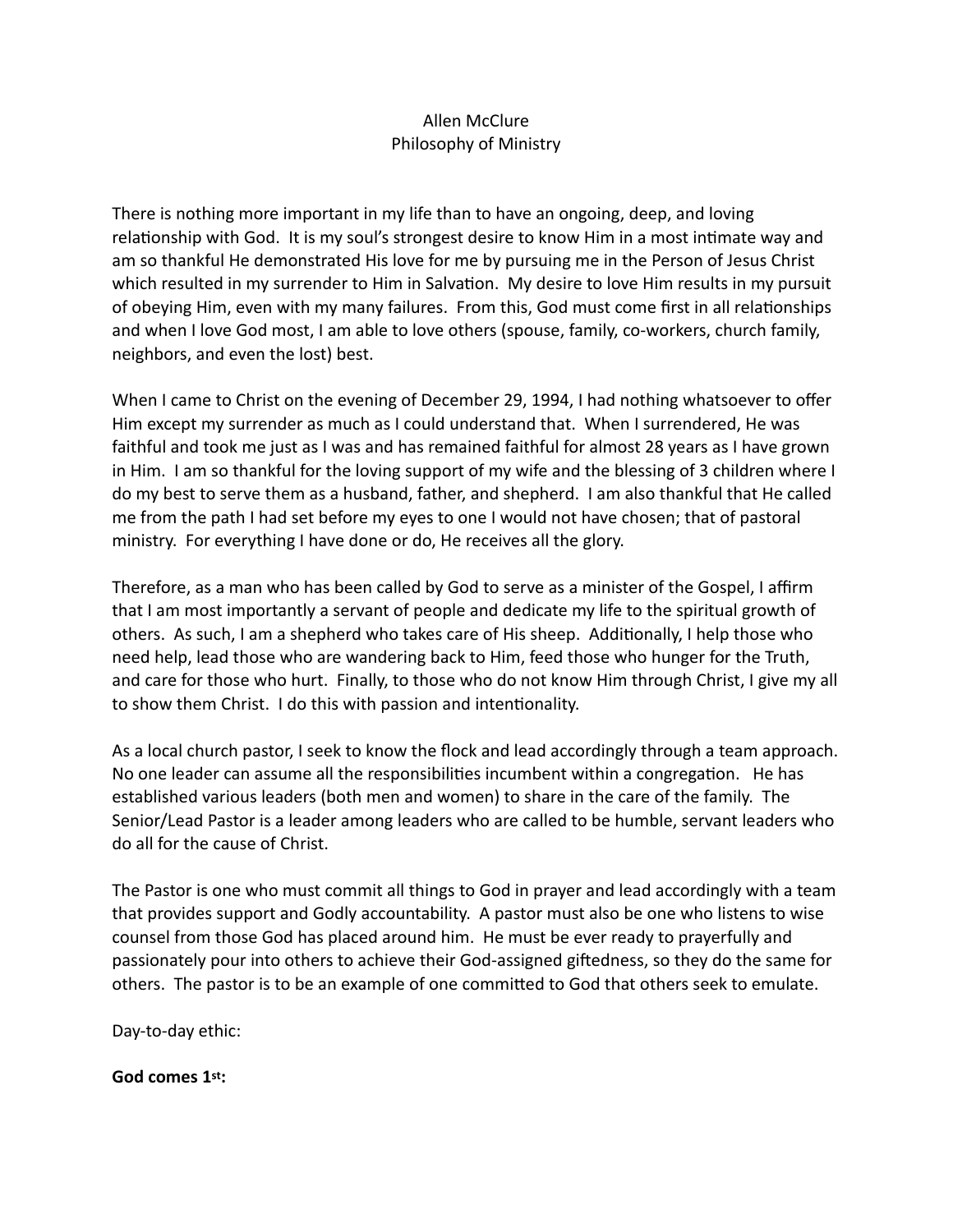# Allen McClure
## Philosophy of Ministry

There is nothing more important in my life than to have an ongoing, deep, and loving relationship with God. It is my soul's strongest desire to know Him in a most intimate way and am so thankful He demonstrated His love for me by pursuing me in the Person of Jesus Christ which resulted in my surrender to Him in Salvation. My desire to love Him results in my pursuit of obeying Him, even with my many failures. From this, God must come first in all relationships and when I love God most, I am able to love others (spouse, family, co-workers, church family, neighbors, and even the lost) best.

When I came to Christ on the evening of December 29, 1994, I had nothing whatsoever to offer Him except my surrender as much as I could understand that. When I surrendered, He was faithful and took me just as I was and has remained faithful for almost 28 years as I have grown in Him. I am so thankful for the loving support of my wife and the blessing of 3 children where I do my best to serve them as a husband, father, and shepherd. I am also thankful that He called me from the path I had set before my eyes to one I would not have chosen; that of pastoral ministry. For everything I have done or do, He receives all the glory.

Therefore, as a man who has been called by God to serve as a minister of the Gospel, I affirm that I am most importantly a servant of people and dedicate my life to the spiritual growth of others. As such, I am a shepherd who takes care of His sheep. Additionally, I help those who need help, lead those who are wandering back to Him, feed those who hunger for the Truth, and care for those who hurt. Finally, to those who do not know Him through Christ, I give my all to show them Christ. I do this with passion and intentionality.

As a local church pastor, I seek to know the flock and lead accordingly through a team approach. No one leader can assume all the responsibilities incumbent within a congregation. He has established various leaders (both men and women) to share in the care of the family. The Senior/Lead Pastor is a leader among leaders who are called to be humble, servant leaders who do all for the cause of Christ.

The Pastor is one who must commit all things to God in prayer and lead accordingly with a team that provides support and Godly accountability. A pastor must also be one who listens to wise counsel from those God has placed around him. He must be ever ready to prayerfully and passionately pour into others to achieve their God-assigned giftedness, so they do the same for others. The pastor is to be an example of one committed to God that others seek to emulate.

Day-to-day ethic:

**God comes 1st:**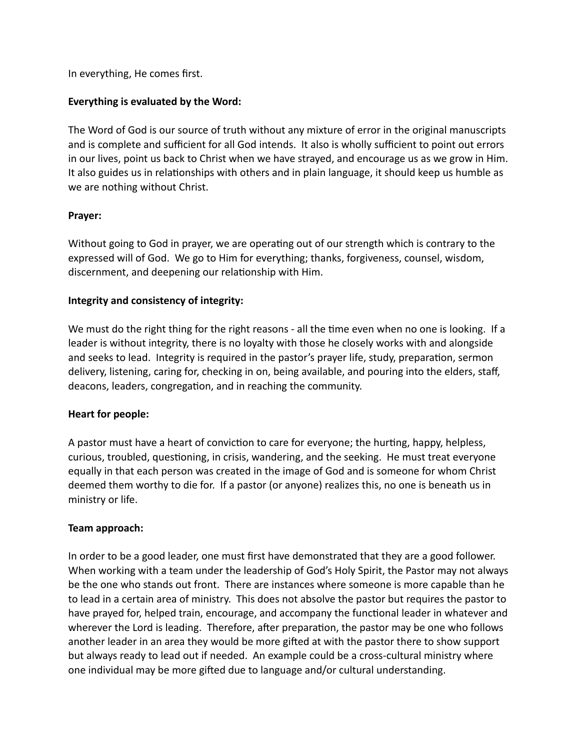In everything, He comes first.

**Everything is evaluated by the Word:**

The Word of God is our source of truth without any mixture of error in the original manuscripts and is complete and sufficient for all God intends. It also is wholly sufficient to point out errors in our lives, point us back to Christ when we have strayed, and encourage us as we grow in Him. It also guides us in relationships with others and in plain language, it should keep us humble as we are nothing without Christ.

**Prayer:**

Without going to God in prayer, we are operating out of our strength which is contrary to the expressed will of God. We go to Him for everything; thanks, forgiveness, counsel, wisdom, discernment, and deepening our relationship with Him.

**Integrity and consistency of integrity:**

We must do the right thing for the right reasons - all the time even when no one is looking. If a leader is without integrity, there is no loyalty with those he closely works with and alongside and seeks to lead. Integrity is required in the pastor's prayer life, study, preparation, sermon delivery, listening, caring for, checking in on, being available, and pouring into the elders, staff, deacons, leaders, congregation, and in reaching the community.

**Heart for people:**

A pastor must have a heart of conviction to care for everyone; the hurting, happy, helpless, curious, troubled, questioning, in crisis, wandering, and the seeking. He must treat everyone equally in that each person was created in the image of God and is someone for whom Christ deemed them worthy to die for. If a pastor (or anyone) realizes this, no one is beneath us in ministry or life.

**Team approach:**

In order to be a good leader, one must first have demonstrated that they are a good follower. When working with a team under the leadership of God's Holy Spirit, the Pastor may not always be the one who stands out front. There are instances where someone is more capable than he to lead in a certain area of ministry. This does not absolve the pastor but requires the pastor to have prayed for, helped train, encourage, and accompany the functional leader in whatever and wherever the Lord is leading. Therefore, after preparation, the pastor may be one who follows another leader in an area they would be more gifted at with the pastor there to show support but always ready to lead out if needed. An example could be a cross-cultural ministry where one individual may be more gifted due to language and/or cultural understanding.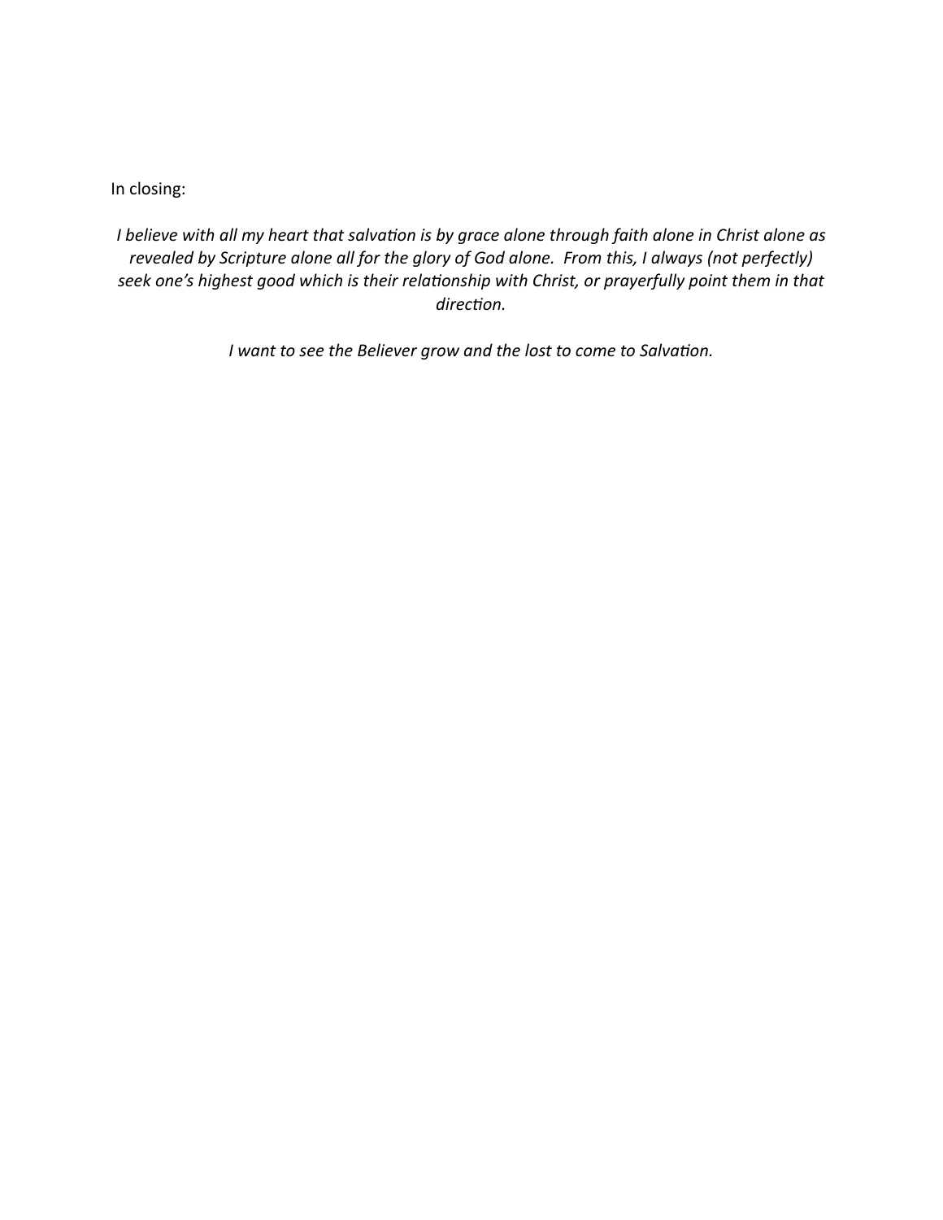In closing:

*I believe with all my heart that salvation is by grace alone through faith alone in Christ alone as revealed by Scripture alone all for the glory of God alone. From this, I always (not perfectly) seek one's highest good which is their relationship with Christ, or prayerfully point them in that direction.*

*I want to see the Believer grow and the lost to come to Salvation.*